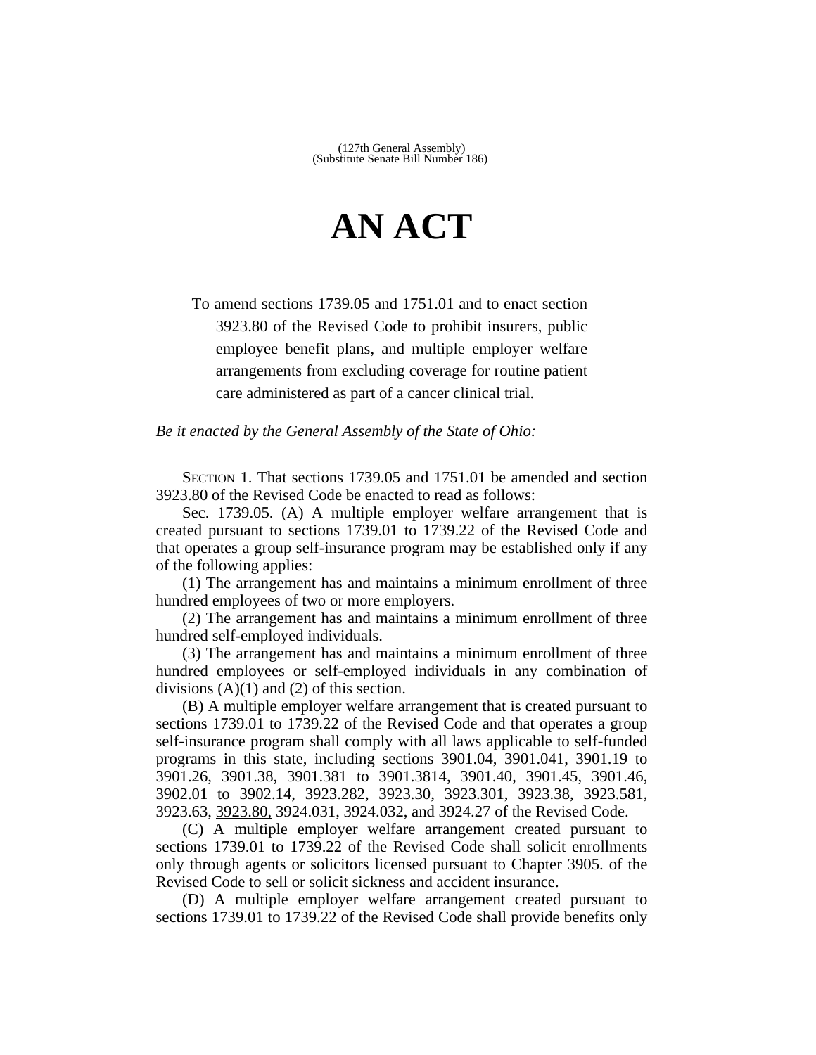(127th General Assembly)
(Substitute Senate Bill Number 186)

# AN ACT

To amend sections 1739.05 and 1751.01 and to enact section 3923.80 of the Revised Code to prohibit insurers, public employee benefit plans, and multiple employer welfare arrangements from excluding coverage for routine patient care administered as part of a cancer clinical trial.

*Be it enacted by the General Assembly of the State of Ohio:*

SECTION 1. That sections 1739.05 and 1751.01 be amended and section 3923.80 of the Revised Code be enacted to read as follows:

Sec. 1739.05. (A) A multiple employer welfare arrangement that is created pursuant to sections 1739.01 to 1739.22 of the Revised Code and that operates a group self-insurance program may be established only if any of the following applies:

(1) The arrangement has and maintains a minimum enrollment of three hundred employees of two or more employers.

(2) The arrangement has and maintains a minimum enrollment of three hundred self-employed individuals.

(3) The arrangement has and maintains a minimum enrollment of three hundred employees or self-employed individuals in any combination of divisions (A)(1) and (2) of this section.

(B) A multiple employer welfare arrangement that is created pursuant to sections 1739.01 to 1739.22 of the Revised Code and that operates a group self-insurance program shall comply with all laws applicable to self-funded programs in this state, including sections 3901.04, 3901.041, 3901.19 to 3901.26, 3901.38, 3901.381 to 3901.3814, 3901.40, 3901.45, 3901.46, 3902.01 to 3902.14, 3923.282, 3923.30, 3923.301, 3923.38, 3923.581, 3923.63, <u>3923.80,</u> 3924.031, 3924.032, and 3924.27 of the Revised Code.

(C) A multiple employer welfare arrangement created pursuant to sections 1739.01 to 1739.22 of the Revised Code shall solicit enrollments only through agents or solicitors licensed pursuant to Chapter 3905. of the Revised Code to sell or solicit sickness and accident insurance.

(D) A multiple employer welfare arrangement created pursuant to sections 1739.01 to 1739.22 of the Revised Code shall provide benefits only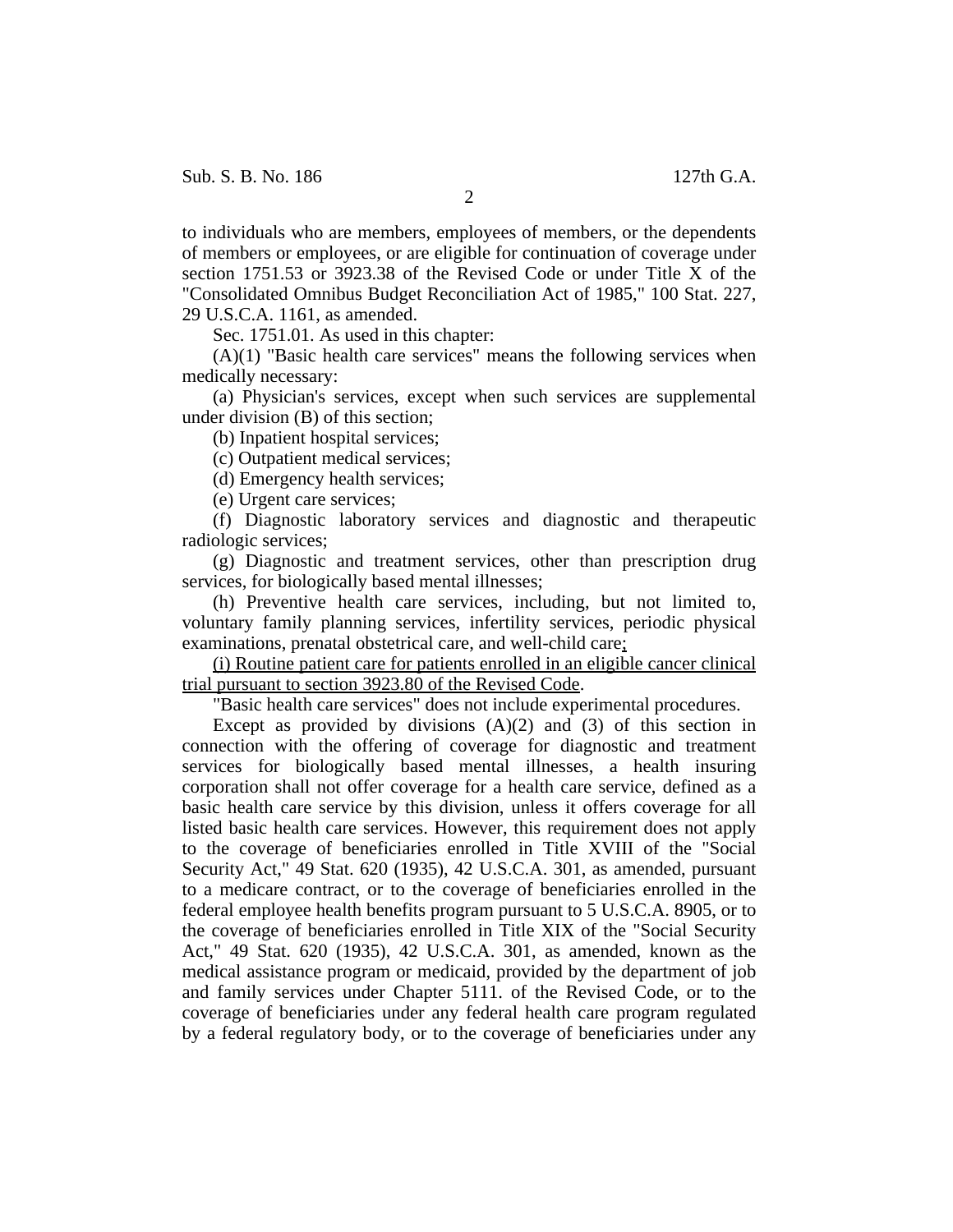to individuals who are members, employees of members, or the dependents of members or employees, or are eligible for continuation of coverage under section 1751.53 or 3923.38 of the Revised Code or under Title X of the "Consolidated Omnibus Budget Reconciliation Act of 1985," 100 Stat. 227, 29 U.S.C.A. 1161, as amended.

Sec. 1751.01. As used in this chapter:

(A)(1) "Basic health care services" means the following services when medically necessary:

(a) Physician's services, except when such services are supplemental under division (B) of this section;

(b) Inpatient hospital services;

(c) Outpatient medical services;

(d) Emergency health services;

(e) Urgent care services;

(f) Diagnostic laboratory services and diagnostic and therapeutic radiologic services;

(g) Diagnostic and treatment services, other than prescription drug services, for biologically based mental illnesses;

(h) Preventive health care services, including, but not limited to, voluntary family planning services, infertility services, periodic physical examinations, prenatal obstetrical care, and well-child care<u>;</u>

<u>(i) Routine patient care for patients enrolled in an eligible cancer clinical trial pursuant to section 3923.80 of the Revised Code</u>.

"Basic health care services" does not include experimental procedures.

Except as provided by divisions (A)(2) and (3) of this section in connection with the offering of coverage for diagnostic and treatment services for biologically based mental illnesses, a health insuring corporation shall not offer coverage for a health care service, defined as a basic health care service by this division, unless it offers coverage for all listed basic health care services. However, this requirement does not apply to the coverage of beneficiaries enrolled in Title XVIII of the "Social Security Act," 49 Stat. 620 (1935), 42 U.S.C.A. 301, as amended, pursuant to a medicare contract, or to the coverage of beneficiaries enrolled in the federal employee health benefits program pursuant to 5 U.S.C.A. 8905, or to the coverage of beneficiaries enrolled in Title XIX of the "Social Security Act," 49 Stat. 620 (1935), 42 U.S.C.A. 301, as amended, known as the medical assistance program or medicaid, provided by the department of job and family services under Chapter 5111. of the Revised Code, or to the coverage of beneficiaries under any federal health care program regulated by a federal regulatory body, or to the coverage of beneficiaries under any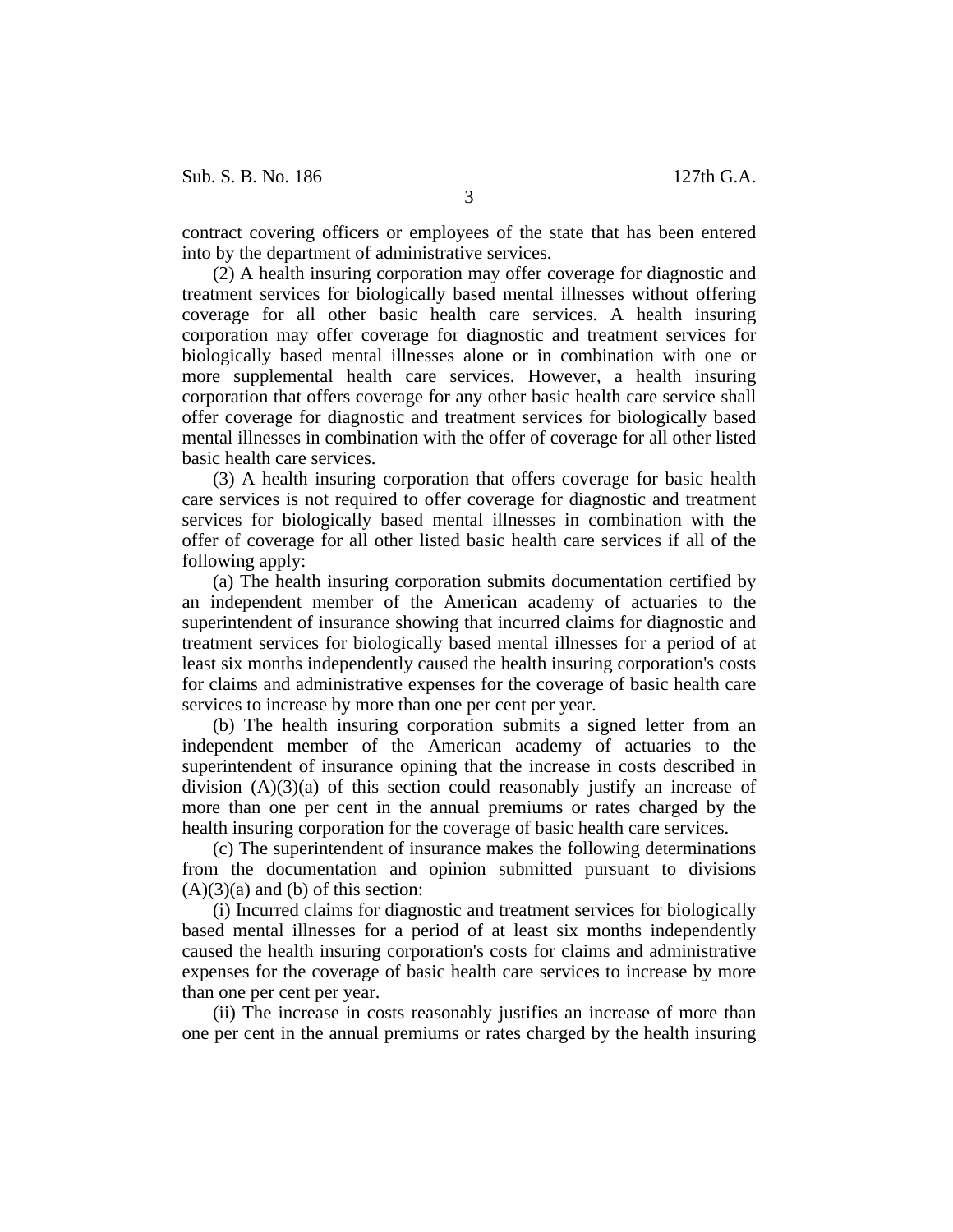contract covering officers or employees of the state that has been entered into by the department of administrative services.

(2) A health insuring corporation may offer coverage for diagnostic and treatment services for biologically based mental illnesses without offering coverage for all other basic health care services. A health insuring corporation may offer coverage for diagnostic and treatment services for biologically based mental illnesses alone or in combination with one or more supplemental health care services. However, a health insuring corporation that offers coverage for any other basic health care service shall offer coverage for diagnostic and treatment services for biologically based mental illnesses in combination with the offer of coverage for all other listed basic health care services.

(3) A health insuring corporation that offers coverage for basic health care services is not required to offer coverage for diagnostic and treatment services for biologically based mental illnesses in combination with the offer of coverage for all other listed basic health care services if all of the following apply:

(a) The health insuring corporation submits documentation certified by an independent member of the American academy of actuaries to the superintendent of insurance showing that incurred claims for diagnostic and treatment services for biologically based mental illnesses for a period of at least six months independently caused the health insuring corporation's costs for claims and administrative expenses for the coverage of basic health care services to increase by more than one per cent per year.

(b) The health insuring corporation submits a signed letter from an independent member of the American academy of actuaries to the superintendent of insurance opining that the increase in costs described in division (A)(3)(a) of this section could reasonably justify an increase of more than one per cent in the annual premiums or rates charged by the health insuring corporation for the coverage of basic health care services.

(c) The superintendent of insurance makes the following determinations from the documentation and opinion submitted pursuant to divisions (A)(3)(a) and (b) of this section:

(i) Incurred claims for diagnostic and treatment services for biologically based mental illnesses for a period of at least six months independently caused the health insuring corporation's costs for claims and administrative expenses for the coverage of basic health care services to increase by more than one per cent per year.

(ii) The increase in costs reasonably justifies an increase of more than one per cent in the annual premiums or rates charged by the health insuring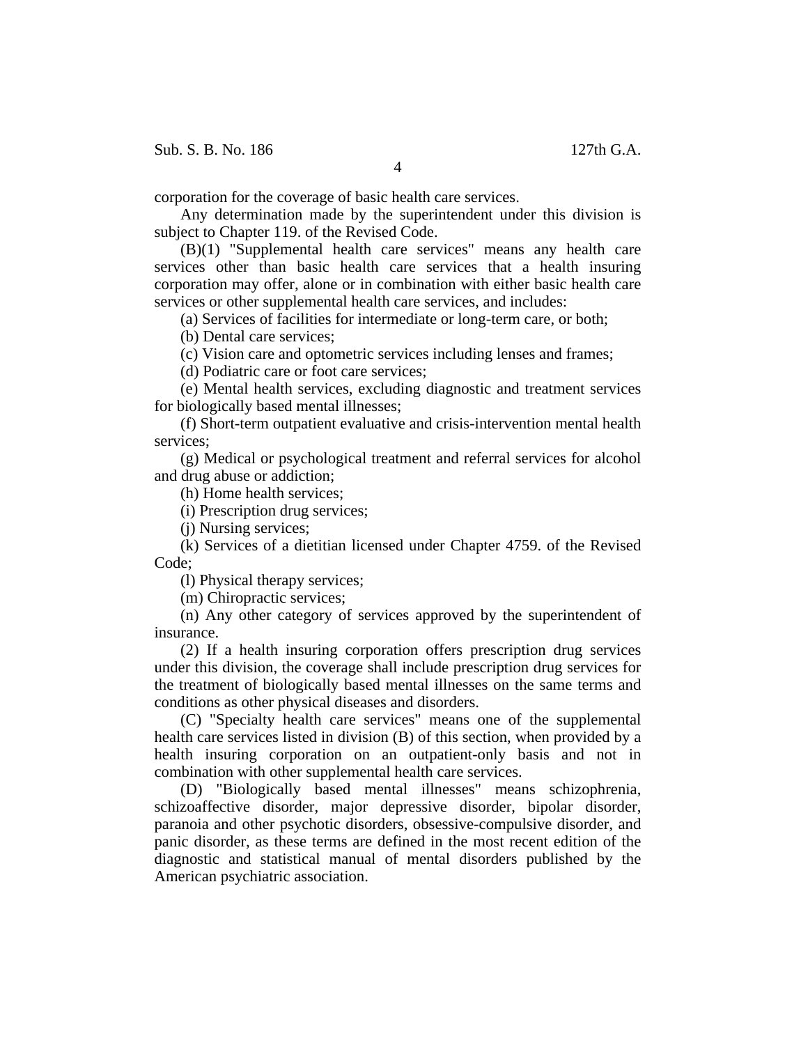corporation for the coverage of basic health care services.

Any determination made by the superintendent under this division is subject to Chapter 119. of the Revised Code.

(B)(1) "Supplemental health care services" means any health care services other than basic health care services that a health insuring corporation may offer, alone or in combination with either basic health care services or other supplemental health care services, and includes:

(a) Services of facilities for intermediate or long-term care, or both;

(b) Dental care services;

(c) Vision care and optometric services including lenses and frames;

(d) Podiatric care or foot care services;

(e) Mental health services, excluding diagnostic and treatment services for biologically based mental illnesses;

(f) Short-term outpatient evaluative and crisis-intervention mental health services;

(g) Medical or psychological treatment and referral services for alcohol and drug abuse or addiction;

(h) Home health services;

(i) Prescription drug services;

(j) Nursing services;

(k) Services of a dietitian licensed under Chapter 4759. of the Revised Code;

(l) Physical therapy services;

(m) Chiropractic services;

(n) Any other category of services approved by the superintendent of insurance.

(2) If a health insuring corporation offers prescription drug services under this division, the coverage shall include prescription drug services for the treatment of biologically based mental illnesses on the same terms and conditions as other physical diseases and disorders.

(C) "Specialty health care services" means one of the supplemental health care services listed in division (B) of this section, when provided by a health insuring corporation on an outpatient-only basis and not in combination with other supplemental health care services.

(D) "Biologically based mental illnesses" means schizophrenia, schizoaffective disorder, major depressive disorder, bipolar disorder, paranoia and other psychotic disorders, obsessive-compulsive disorder, and panic disorder, as these terms are defined in the most recent edition of the diagnostic and statistical manual of mental disorders published by the American psychiatric association.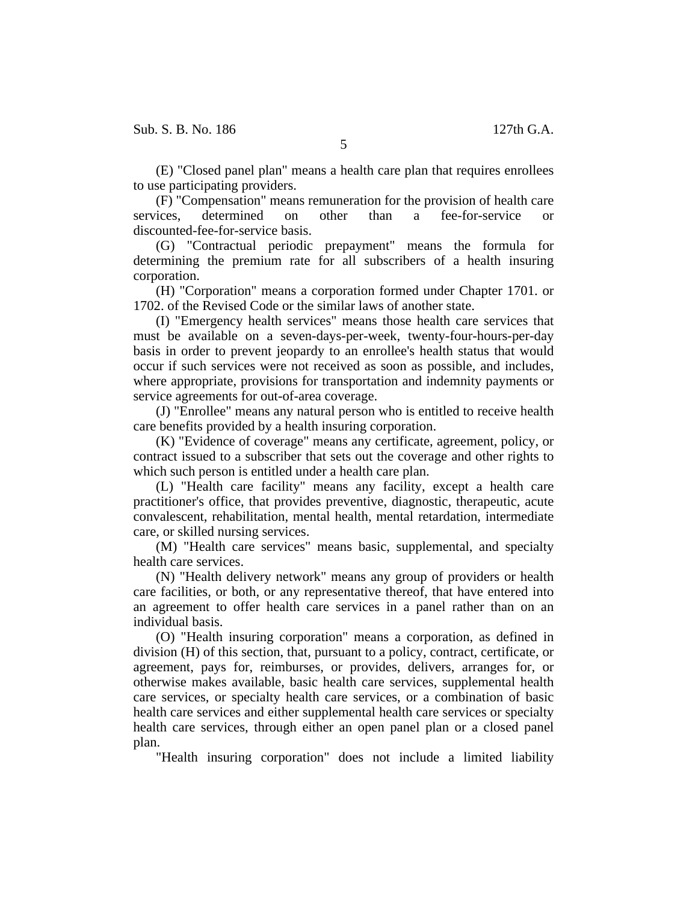(E) "Closed panel plan" means a health care plan that requires enrollees to use participating providers.

(F) "Compensation" means remuneration for the provision of health care services, determined on other than a fee-for-service or discounted-fee-for-service basis.

(G) "Contractual periodic prepayment" means the formula for determining the premium rate for all subscribers of a health insuring corporation.

(H) "Corporation" means a corporation formed under Chapter 1701. or 1702. of the Revised Code or the similar laws of another state.

(I) "Emergency health services" means those health care services that must be available on a seven-days-per-week, twenty-four-hours-per-day basis in order to prevent jeopardy to an enrollee's health status that would occur if such services were not received as soon as possible, and includes, where appropriate, provisions for transportation and indemnity payments or service agreements for out-of-area coverage.

(J) "Enrollee" means any natural person who is entitled to receive health care benefits provided by a health insuring corporation.

(K) "Evidence of coverage" means any certificate, agreement, policy, or contract issued to a subscriber that sets out the coverage and other rights to which such person is entitled under a health care plan.

(L) "Health care facility" means any facility, except a health care practitioner's office, that provides preventive, diagnostic, therapeutic, acute convalescent, rehabilitation, mental health, mental retardation, intermediate care, or skilled nursing services.

(M) "Health care services" means basic, supplemental, and specialty health care services.

(N) "Health delivery network" means any group of providers or health care facilities, or both, or any representative thereof, that have entered into an agreement to offer health care services in a panel rather than on an individual basis.

(O) "Health insuring corporation" means a corporation, as defined in division (H) of this section, that, pursuant to a policy, contract, certificate, or agreement, pays for, reimburses, or provides, delivers, arranges for, or otherwise makes available, basic health care services, supplemental health care services, or specialty health care services, or a combination of basic health care services and either supplemental health care services or specialty health care services, through either an open panel plan or a closed panel plan.

"Health insuring corporation" does not include a limited liability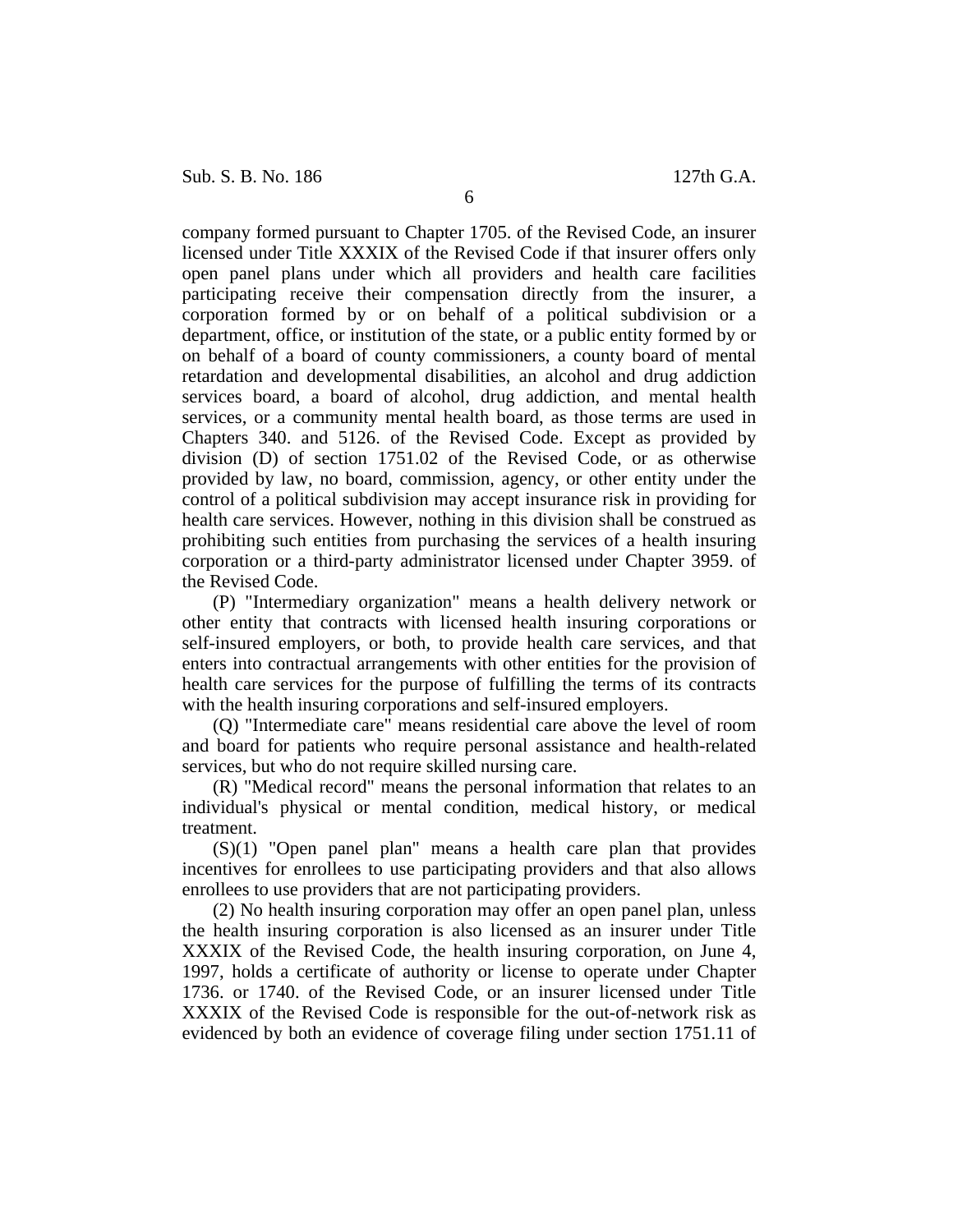company formed pursuant to Chapter 1705. of the Revised Code, an insurer licensed under Title XXXIX of the Revised Code if that insurer offers only open panel plans under which all providers and health care facilities participating receive their compensation directly from the insurer, a corporation formed by or on behalf of a political subdivision or a department, office, or institution of the state, or a public entity formed by or on behalf of a board of county commissioners, a county board of mental retardation and developmental disabilities, an alcohol and drug addiction services board, a board of alcohol, drug addiction, and mental health services, or a community mental health board, as those terms are used in Chapters 340. and 5126. of the Revised Code. Except as provided by division (D) of section 1751.02 of the Revised Code, or as otherwise provided by law, no board, commission, agency, or other entity under the control of a political subdivision may accept insurance risk in providing for health care services. However, nothing in this division shall be construed as prohibiting such entities from purchasing the services of a health insuring corporation or a third-party administrator licensed under Chapter 3959. of the Revised Code.

(P) "Intermediary organization" means a health delivery network or other entity that contracts with licensed health insuring corporations or self-insured employers, or both, to provide health care services, and that enters into contractual arrangements with other entities for the provision of health care services for the purpose of fulfilling the terms of its contracts with the health insuring corporations and self-insured employers.

(Q) "Intermediate care" means residential care above the level of room and board for patients who require personal assistance and health-related services, but who do not require skilled nursing care.

(R) "Medical record" means the personal information that relates to an individual's physical or mental condition, medical history, or medical treatment.

(S)(1) "Open panel plan" means a health care plan that provides incentives for enrollees to use participating providers and that also allows enrollees to use providers that are not participating providers.

(2) No health insuring corporation may offer an open panel plan, unless the health insuring corporation is also licensed as an insurer under Title XXXIX of the Revised Code, the health insuring corporation, on June 4, 1997, holds a certificate of authority or license to operate under Chapter 1736. or 1740. of the Revised Code, or an insurer licensed under Title XXXIX of the Revised Code is responsible for the out-of-network risk as evidenced by both an evidence of coverage filing under section 1751.11 of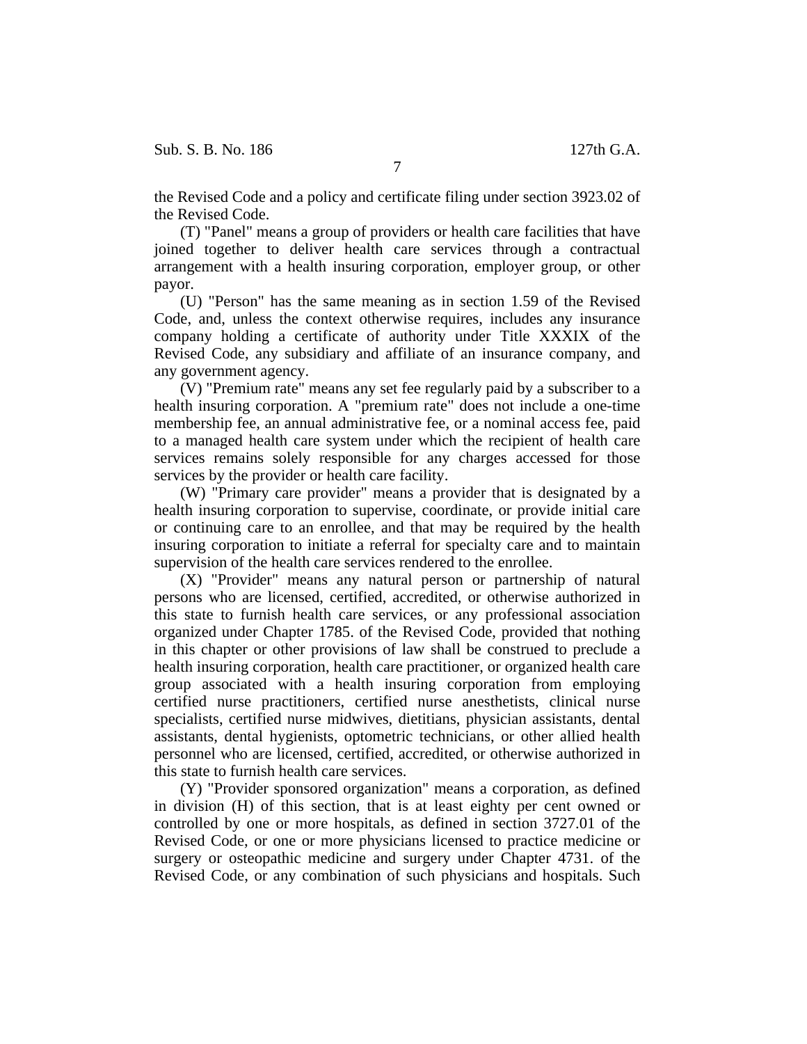the Revised Code and a policy and certificate filing under section 3923.02 of the Revised Code.

(T) "Panel" means a group of providers or health care facilities that have joined together to deliver health care services through a contractual arrangement with a health insuring corporation, employer group, or other payor.

(U) "Person" has the same meaning as in section 1.59 of the Revised Code, and, unless the context otherwise requires, includes any insurance company holding a certificate of authority under Title XXXIX of the Revised Code, any subsidiary and affiliate of an insurance company, and any government agency.

(V) "Premium rate" means any set fee regularly paid by a subscriber to a health insuring corporation. A "premium rate" does not include a one-time membership fee, an annual administrative fee, or a nominal access fee, paid to a managed health care system under which the recipient of health care services remains solely responsible for any charges accessed for those services by the provider or health care facility.

(W) "Primary care provider" means a provider that is designated by a health insuring corporation to supervise, coordinate, or provide initial care or continuing care to an enrollee, and that may be required by the health insuring corporation to initiate a referral for specialty care and to maintain supervision of the health care services rendered to the enrollee.

(X) "Provider" means any natural person or partnership of natural persons who are licensed, certified, accredited, or otherwise authorized in this state to furnish health care services, or any professional association organized under Chapter 1785. of the Revised Code, provided that nothing in this chapter or other provisions of law shall be construed to preclude a health insuring corporation, health care practitioner, or organized health care group associated with a health insuring corporation from employing certified nurse practitioners, certified nurse anesthetists, clinical nurse specialists, certified nurse midwives, dietitians, physician assistants, dental assistants, dental hygienists, optometric technicians, or other allied health personnel who are licensed, certified, accredited, or otherwise authorized in this state to furnish health care services.

(Y) "Provider sponsored organization" means a corporation, as defined in division (H) of this section, that is at least eighty per cent owned or controlled by one or more hospitals, as defined in section 3727.01 of the Revised Code, or one or more physicians licensed to practice medicine or surgery or osteopathic medicine and surgery under Chapter 4731. of the Revised Code, or any combination of such physicians and hospitals. Such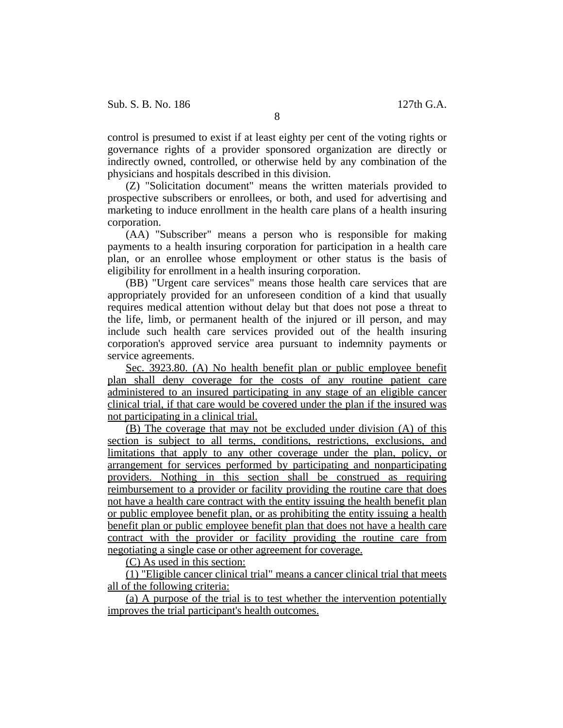control is presumed to exist if at least eighty per cent of the voting rights or governance rights of a provider sponsored organization are directly or indirectly owned, controlled, or otherwise held by any combination of the physicians and hospitals described in this division.

(Z) "Solicitation document" means the written materials provided to prospective subscribers or enrollees, or both, and used for advertising and marketing to induce enrollment in the health care plans of a health insuring corporation.

(AA) "Subscriber" means a person who is responsible for making payments to a health insuring corporation for participation in a health care plan, or an enrollee whose employment or other status is the basis of eligibility for enrollment in a health insuring corporation.

(BB) "Urgent care services" means those health care services that are appropriately provided for an unforeseen condition of a kind that usually requires medical attention without delay but that does not pose a threat to the life, limb, or permanent health of the injured or ill person, and may include such health care services provided out of the health insuring corporation's approved service area pursuant to indemnity payments or service agreements.

Sec. 3923.80. (A) No health benefit plan or public employee benefit plan shall deny coverage for the costs of any routine patient care administered to an insured participating in any stage of an eligible cancer clinical trial, if that care would be covered under the plan if the insured was not participating in a clinical trial.

(B) The coverage that may not be excluded under division (A) of this section is subject to all terms, conditions, restrictions, exclusions, and limitations that apply to any other coverage under the plan, policy, or arrangement for services performed by participating and nonparticipating providers. Nothing in this section shall be construed as requiring reimbursement to a provider or facility providing the routine care that does not have a health care contract with the entity issuing the health benefit plan or public employee benefit plan, or as prohibiting the entity issuing a health benefit plan or public employee benefit plan that does not have a health care contract with the provider or facility providing the routine care from negotiating a single case or other agreement for coverage.

(C) As used in this section:

(1) "Eligible cancer clinical trial" means a cancer clinical trial that meets all of the following criteria:

(a) A purpose of the trial is to test whether the intervention potentially improves the trial participant's health outcomes.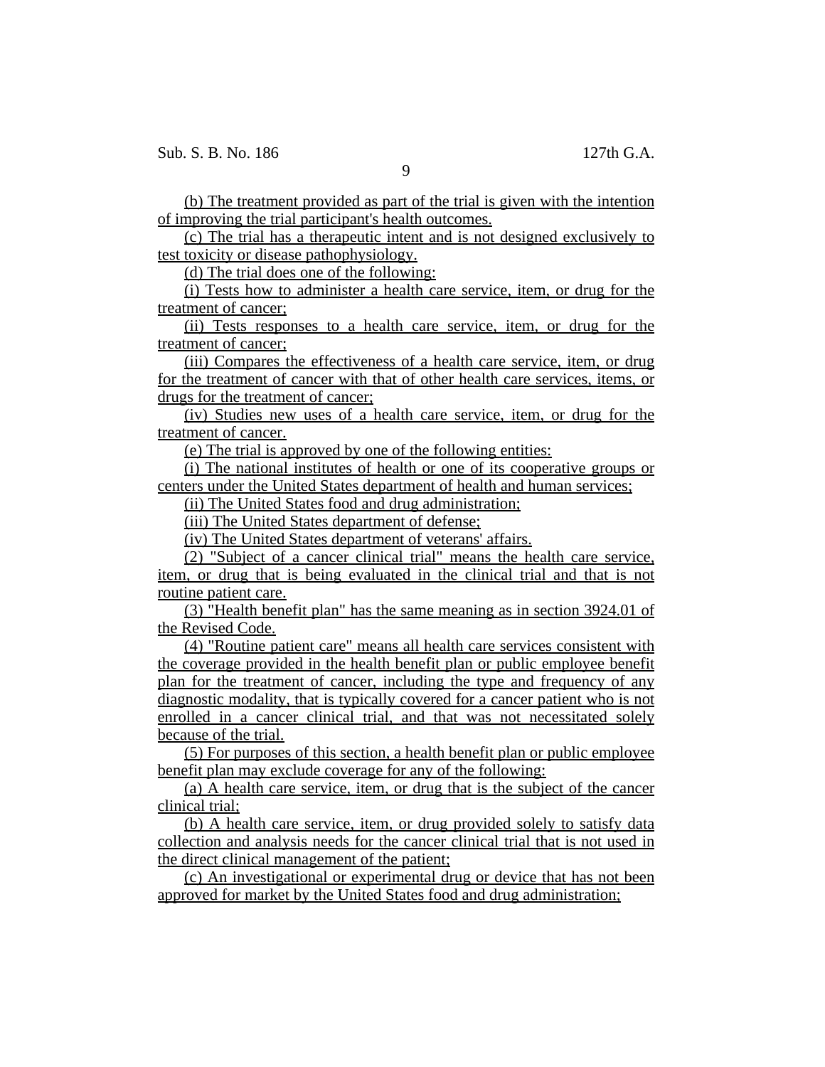(b) The treatment provided as part of the trial is given with the intention of improving the trial participant's health outcomes.

(c) The trial has a therapeutic intent and is not designed exclusively to test toxicity or disease pathophysiology.

(d) The trial does one of the following:

(i) Tests how to administer a health care service, item, or drug for the treatment of cancer;

(ii) Tests responses to a health care service, item, or drug for the treatment of cancer;

(iii) Compares the effectiveness of a health care service, item, or drug for the treatment of cancer with that of other health care services, items, or drugs for the treatment of cancer;

(iv) Studies new uses of a health care service, item, or drug for the treatment of cancer.

(e) The trial is approved by one of the following entities:

(i) The national institutes of health or one of its cooperative groups or centers under the United States department of health and human services;

(ii) The United States food and drug administration;

(iii) The United States department of defense;

(iv) The United States department of veterans' affairs.

(2) "Subject of a cancer clinical trial" means the health care service, item, or drug that is being evaluated in the clinical trial and that is not routine patient care.

(3) "Health benefit plan" has the same meaning as in section 3924.01 of the Revised Code.

(4) "Routine patient care" means all health care services consistent with the coverage provided in the health benefit plan or public employee benefit plan for the treatment of cancer, including the type and frequency of any diagnostic modality, that is typically covered for a cancer patient who is not enrolled in a cancer clinical trial, and that was not necessitated solely because of the trial.

(5) For purposes of this section, a health benefit plan or public employee benefit plan may exclude coverage for any of the following:

(a) A health care service, item, or drug that is the subject of the cancer clinical trial;

(b) A health care service, item, or drug provided solely to satisfy data collection and analysis needs for the cancer clinical trial that is not used in the direct clinical management of the patient;

(c) An investigational or experimental drug or device that has not been approved for market by the United States food and drug administration;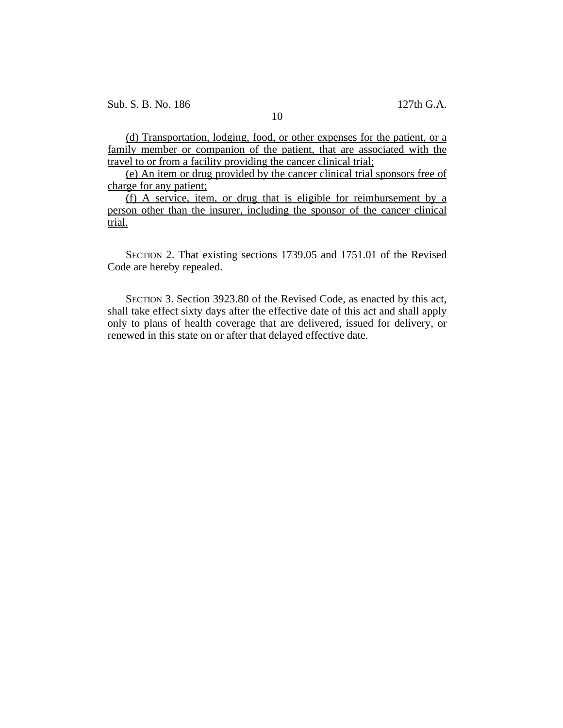(d) Transportation, lodging, food, or other expenses for the patient, or a family member or companion of the patient, that are associated with the travel to or from a facility providing the cancer clinical trial;

(e) An item or drug provided by the cancer clinical trial sponsors free of charge for any patient;

(f) A service, item, or drug that is eligible for reimbursement by a person other than the insurer, including the sponsor of the cancer clinical trial.

SECTION 2. That existing sections 1739.05 and 1751.01 of the Revised Code are hereby repealed.

SECTION 3. Section 3923.80 of the Revised Code, as enacted by this act, shall take effect sixty days after the effective date of this act and shall apply only to plans of health coverage that are delivered, issued for delivery, or renewed in this state on or after that delayed effective date.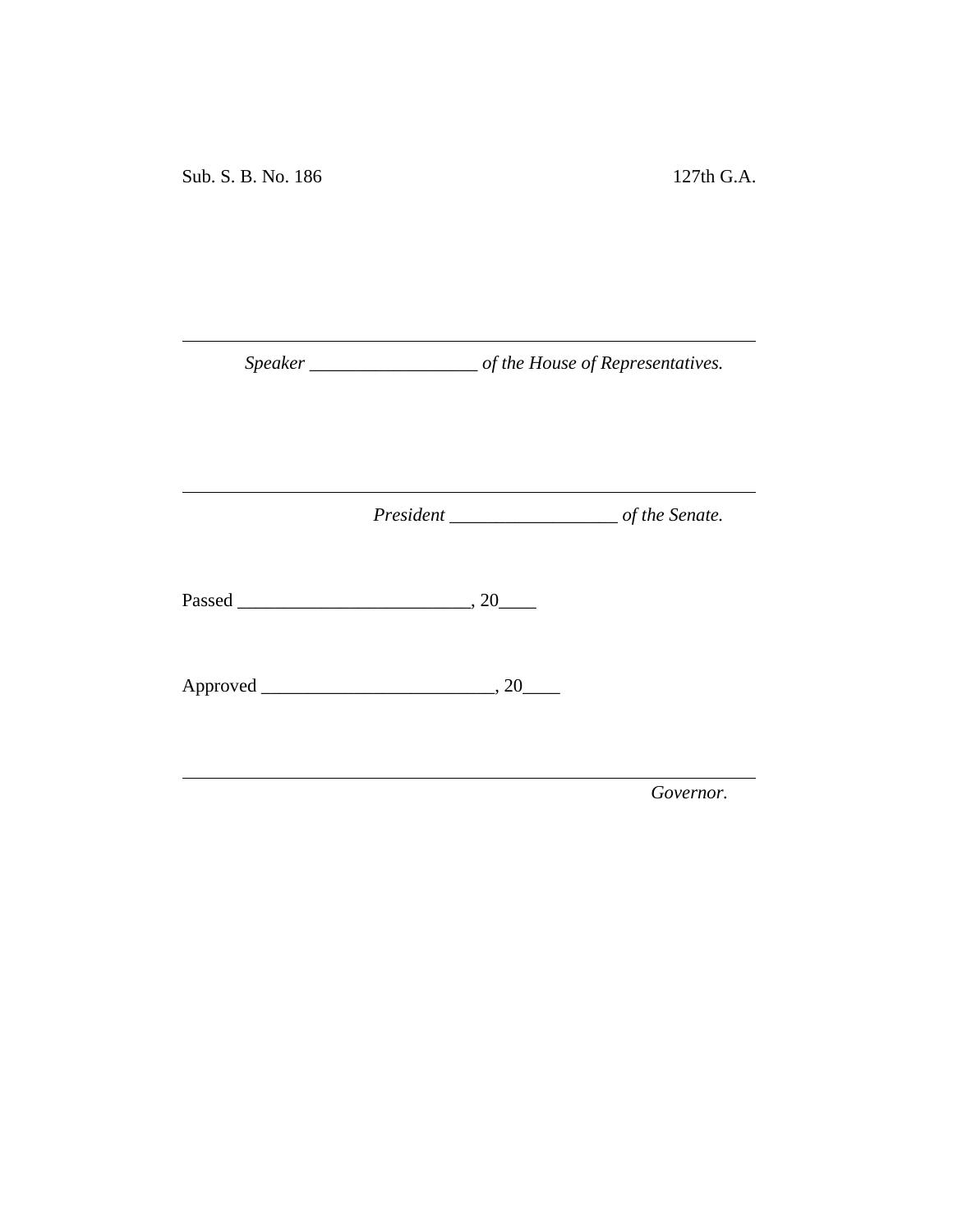Sub. S. B. No. 186 127th G.A.

---

*Speaker \_\_\_\_\_\_\_\_\_\_\_\_\_\_\_\_\_\_ of the House of Representatives.*

---

*President \_\_\_\_\_\_\_\_\_\_\_\_\_\_\_\_\_\_ of the Senate.*

Passed \_\_\_\_\_\_\_\_\_\_\_\_\_\_\_\_\_\_\_\_\_\_\_\_\_, 20\_\_\_\_

Approved \_\_\_\_\_\_\_\_\_\_\_\_\_\_\_\_\_\_\_\_\_\_\_\_\_, 20\_\_\_\_

---

*Governor.*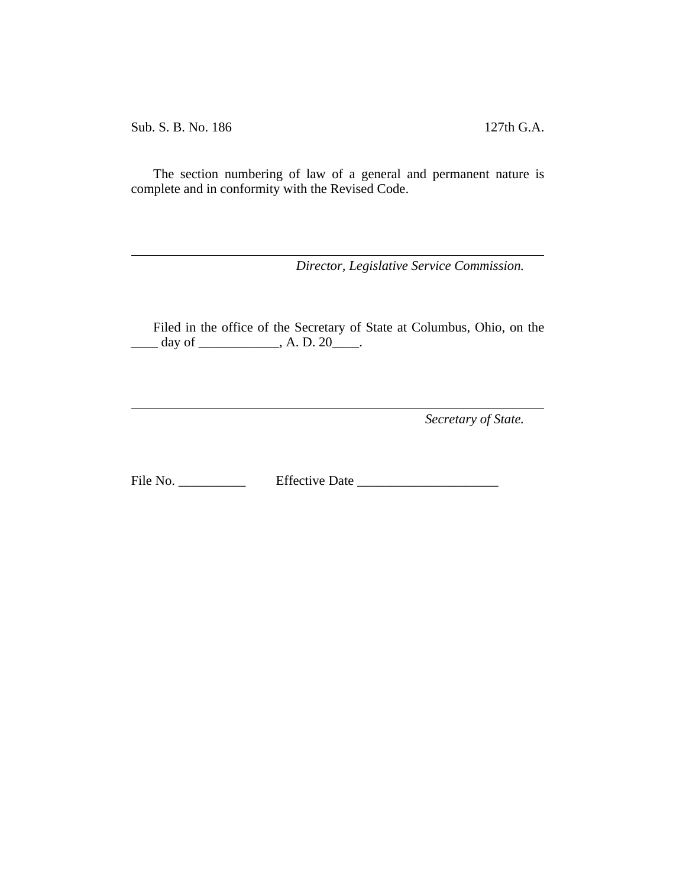Sub. S. B. No. 186 127th G.A.

The section numbering of law of a general and permanent nature is complete and in conformity with the Revised Code.

______________________________________________________________

*Director, Legislative Service Commission.*

Filed in the office of the Secretary of State at Columbus, Ohio, on the ____ day of ____________, A. D. 20____.

______________________________________________________________

*Secretary of State.*

File No. __________ Effective Date _____________________